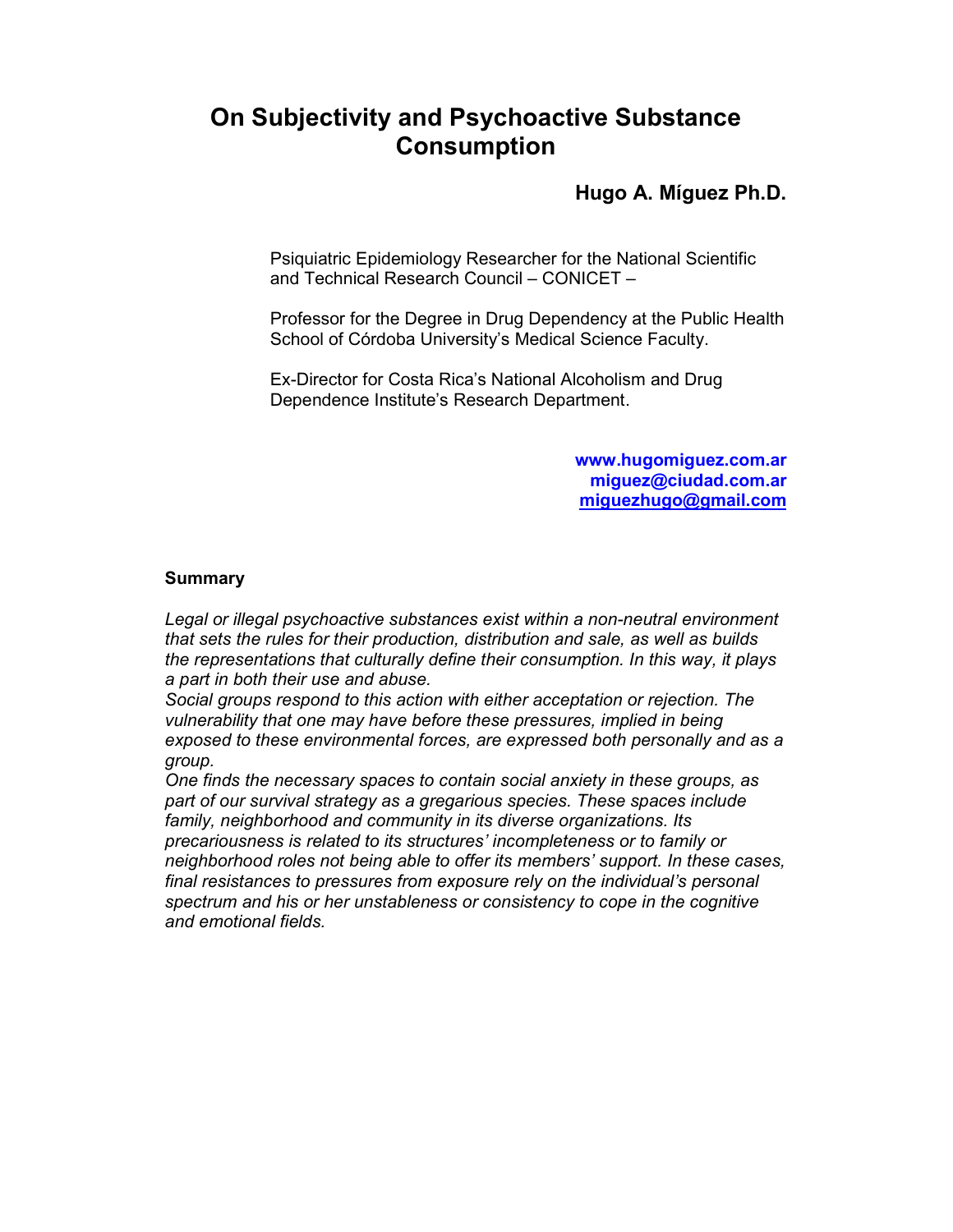# On Subjectivity and Psychoactive Substance Consumption

**Hugo A. Míguez Ph.D.**

Psiquiatric Epidemiology Researcher for the National Scientific and Technical Research Council – CONICET –

Professor for the Degree in Drug Dependency at the Public Health School of Córdoba University's Medical Science Faculty.

Ex-Director for Costa Rica's National Alcoholism and Drug Dependence Institute's Research Department.

**www.hugomiguez.com.ar**
**miguez@ciudad.com.ar**
**miguezhugo@gmail.com**

## Summary

*Legal or illegal psychoactive substances exist within a non-neutral environment that sets the rules for their production, distribution and sale, as well as builds the representations that culturally define their consumption. In this way, it plays a part in both their use and abuse.*

*Social groups respond to this action with either acceptation or rejection. The vulnerability that one may have before these pressures, implied in being exposed to these environmental forces, are expressed both personally and as a group.*

*One finds the necessary spaces to contain social anxiety in these groups, as part of our survival strategy as a gregarious species. These spaces include family, neighborhood and community in its diverse organizations. Its precariousness is related to its structures' incompleteness or to family or neighborhood roles not being able to offer its members' support. In these cases, final resistances to pressures from exposure rely on the individual's personal spectrum and his or her unstableness or consistency to cope in the cognitive and emotional fields.*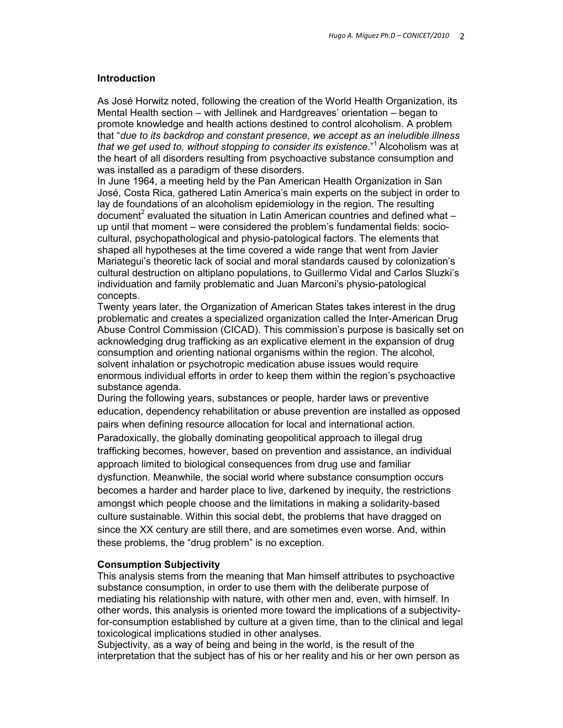## Introduction

As José Horwitz noted, following the creation of the World Health Organization, its Mental Health section – with Jellinek and Hardgreaves' orientation – began to promote knowledge and health actions destined to control alcoholism. A problem that "*due to its backdrop and constant presence, we accept as an ineludible illness that we get used to, without stopping to consider its existence*."[1] Alcoholism was at the heart of all disorders resulting from psychoactive substance consumption and was installed as a paradigm of these disorders.

In June 1964, a meeting held by the Pan American Health Organization in San José, Costa Rica, gathered Latin America's main experts on the subject in order to lay de foundations of an alcoholism epidemiology in the region. The resulting document[2] evaluated the situation in Latin American countries and defined what – up until that moment – were considered the problem's fundamental fields: socio-cultural, psychopathological and physio-patological factors. The elements that shaped all hypotheses at the time covered a wide range that went from Javier Mariategui's theoretic lack of social and moral standards caused by colonization's cultural destruction on altiplano populations, to Guillermo Vidal and Carlos Sluzki's individuation and family problematic and Juan Marconi's physio-patological concepts.

Twenty years later, the Organization of American States takes interest in the drug problematic and creates a specialized organization called the Inter-American Drug Abuse Control Commission (CICAD). This commission's purpose is basically set on acknowledging drug trafficking as an explicative element in the expansion of drug consumption and orienting national organisms within the region. The alcohol, solvent inhalation or psychotropic medication abuse issues would require enormous individual efforts in order to keep them within the region's psychoactive substance agenda.

During the following years, substances or people, harder laws or preventive education, dependency rehabilitation or abuse prevention are installed as opposed pairs when defining resource allocation for local and international action.

Paradoxically, the globally dominating geopolitical approach to illegal drug trafficking becomes, however, based on prevention and assistance, an individual approach limited to biological consequences from drug use and familiar dysfunction. Meanwhile, the social world where substance consumption occurs becomes a harder and harder place to live, darkened by inequity, the restrictions amongst which people choose and the limitations in making a solidarity-based culture sustainable. Within this social debt, the problems that have dragged on since the XX century are still there, and are sometimes even worse. And, within these problems, the "drug problem" is no exception.

## Consumption Subjectivity

This analysis stems from the meaning that Man himself attributes to psychoactive substance consumption, in order to use them with the deliberate purpose of mediating his relationship with nature, with other men and, even, with himself. In other words, this analysis is oriented more toward the implications of a subjectivity-for-consumption established by culture at a given time, than to the clinical and legal toxicological implications studied in other analyses.

Subjectivity, as a way of being and being in the world, is the result of the interpretation that the subject has of his or her reality and his or her own person as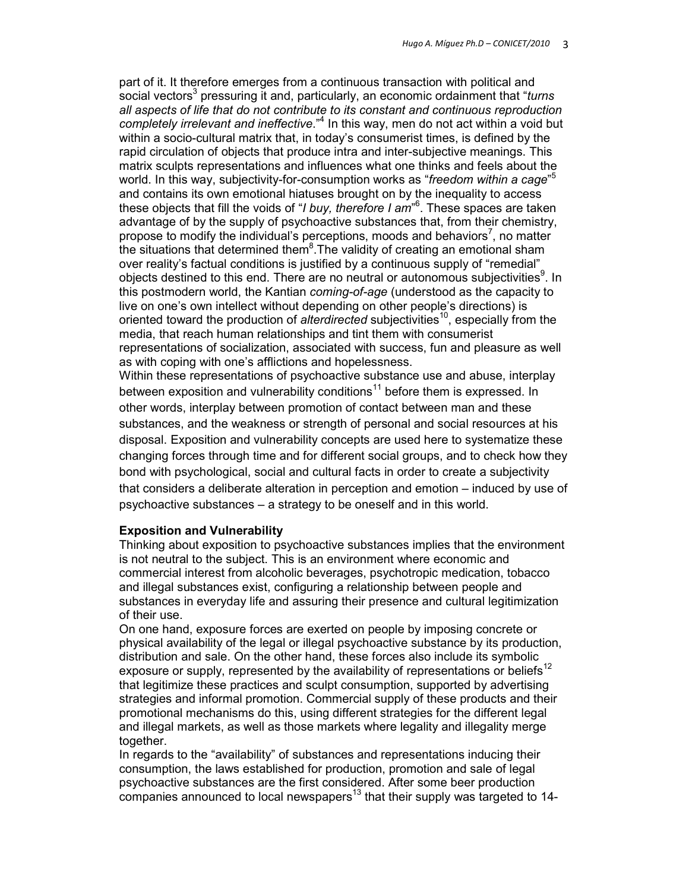part of it. It therefore emerges from a continuous transaction with political and social vectors[3] pressuring it and, particularly, an economic ordainment that "*turns all aspects of life that do not contribute to its constant and continuous reproduction completely irrelevant and ineffective*."[4] In this way, men do not act within a void but within a socio-cultural matrix that, in today's consumerist times, is defined by the rapid circulation of objects that produce intra and inter-subjective meanings. This matrix sculpts representations and influences what one thinks and feels about the world. In this way, subjectivity-for-consumption works as "*freedom within a cage*"[5] and contains its own emotional hiatuses brought on by the inequality to access these objects that fill the voids of "*I buy, therefore I am*"[6]. These spaces are taken advantage of by the supply of psychoactive substances that, from their chemistry, propose to modify the individual's perceptions, moods and behaviors[7], no matter the situations that determined them[8].The validity of creating an emotional sham over reality's factual conditions is justified by a continuous supply of "remedial" objects destined to this end. There are no neutral or autonomous subjectivities[9]. In this postmodern world, the Kantian *coming-of-age* (understood as the capacity to live on one's own intellect without depending on other people's directions) is oriented toward the production of *alterdirected* subjectivities[10], especially from the media, that reach human relationships and tint them with consumerist representations of socialization, associated with success, fun and pleasure as well as with coping with one's afflictions and hopelessness.

Within these representations of psychoactive substance use and abuse, interplay between exposition and vulnerability conditions[11] before them is expressed. In other words, interplay between promotion of contact between man and these substances, and the weakness or strength of personal and social resources at his disposal. Exposition and vulnerability concepts are used here to systematize these changing forces through time and for different social groups, and to check how they bond with psychological, social and cultural facts in order to create a subjectivity that considers a deliberate alteration in perception and emotion – induced by use of psychoactive substances – a strategy to be oneself and in this world.

**Exposition and Vulnerability**

Thinking about exposition to psychoactive substances implies that the environment is not neutral to the subject. This is an environment where economic and commercial interest from alcoholic beverages, psychotropic medication, tobacco and illegal substances exist, configuring a relationship between people and substances in everyday life and assuring their presence and cultural legitimization of their use.

On one hand, exposure forces are exerted on people by imposing concrete or physical availability of the legal or illegal psychoactive substance by its production, distribution and sale. On the other hand, these forces also include its symbolic exposure or supply, represented by the availability of representations or beliefs[12] that legitimize these practices and sculpt consumption, supported by advertising strategies and informal promotion. Commercial supply of these products and their promotional mechanisms do this, using different strategies for the different legal and illegal markets, as well as those markets where legality and illegality merge together.

In regards to the "availability" of substances and representations inducing their consumption, the laws established for production, promotion and sale of legal psychoactive substances are the first considered. After some beer production companies announced to local newspapers[13] that their supply was targeted to 14-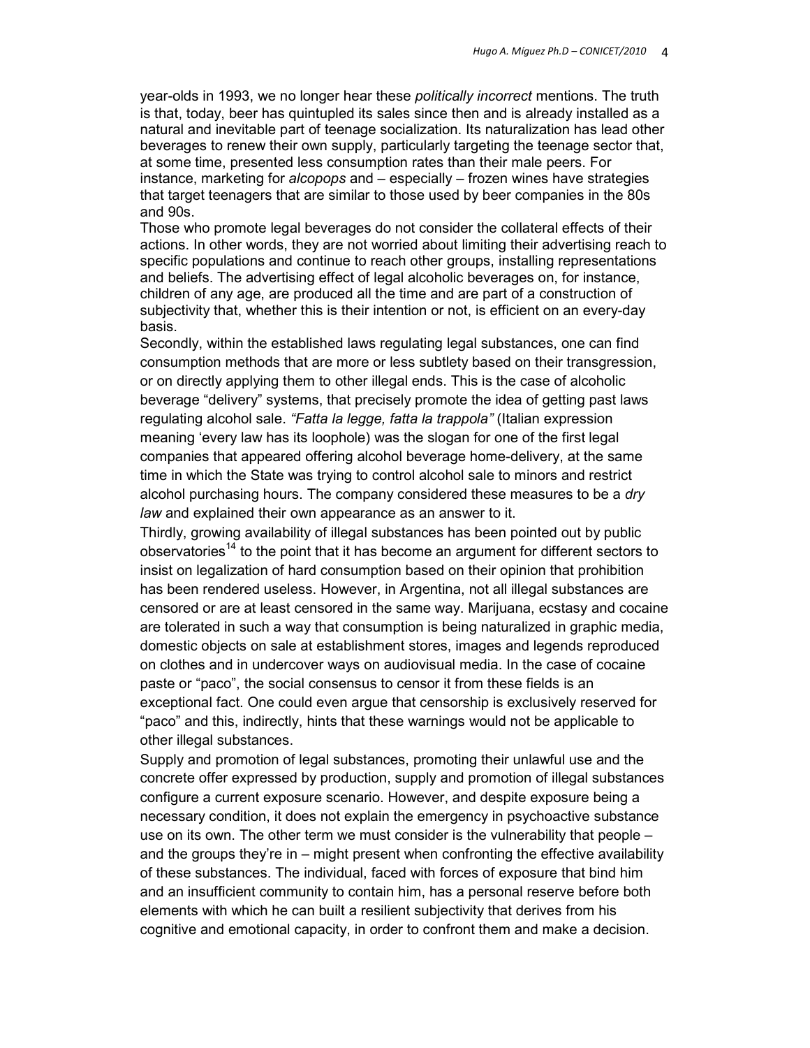year-olds in 1993, we no longer hear these *politically incorrect* mentions. The truth is that, today, beer has quintupled its sales since then and is already installed as a natural and inevitable part of teenage socialization. Its naturalization has lead other beverages to renew their own supply, particularly targeting the teenage sector that, at some time, presented less consumption rates than their male peers. For instance, marketing for *alcopops* and – especially – frozen wines have strategies that target teenagers that are similar to those used by beer companies in the 80s and 90s.

Those who promote legal beverages do not consider the collateral effects of their actions. In other words, they are not worried about limiting their advertising reach to specific populations and continue to reach other groups, installing representations and beliefs. The advertising effect of legal alcoholic beverages on, for instance, children of any age, are produced all the time and are part of a construction of subjectivity that, whether this is their intention or not, is efficient on an every-day basis.

Secondly, within the established laws regulating legal substances, one can find consumption methods that are more or less subtlety based on their transgression, or on directly applying them to other illegal ends. This is the case of alcoholic beverage "delivery" systems, that precisely promote the idea of getting past laws regulating alcohol sale. *"Fatta la legge, fatta la trappola"* (Italian expression meaning 'every law has its loophole) was the slogan for one of the first legal companies that appeared offering alcohol beverage home-delivery, at the same time in which the State was trying to control alcohol sale to minors and restrict alcohol purchasing hours. The company considered these measures to be a *dry law* and explained their own appearance as an answer to it.

Thirdly, growing availability of illegal substances has been pointed out by public observatories[14] to the point that it has become an argument for different sectors to insist on legalization of hard consumption based on their opinion that prohibition has been rendered useless. However, in Argentina, not all illegal substances are censored or are at least censored in the same way. Marijuana, ecstasy and cocaine are tolerated in such a way that consumption is being naturalized in graphic media, domestic objects on sale at establishment stores, images and legends reproduced on clothes and in undercover ways on audiovisual media. In the case of cocaine paste or "paco", the social consensus to censor it from these fields is an exceptional fact. One could even argue that censorship is exclusively reserved for "paco" and this, indirectly, hints that these warnings would not be applicable to other illegal substances.

Supply and promotion of legal substances, promoting their unlawful use and the concrete offer expressed by production, supply and promotion of illegal substances configure a current exposure scenario. However, and despite exposure being a necessary condition, it does not explain the emergency in psychoactive substance use on its own. The other term we must consider is the vulnerability that people – and the groups they're in – might present when confronting the effective availability of these substances. The individual, faced with forces of exposure that bind him and an insufficient community to contain him, has a personal reserve before both elements with which he can built a resilient subjectivity that derives from his cognitive and emotional capacity, in order to confront them and make a decision.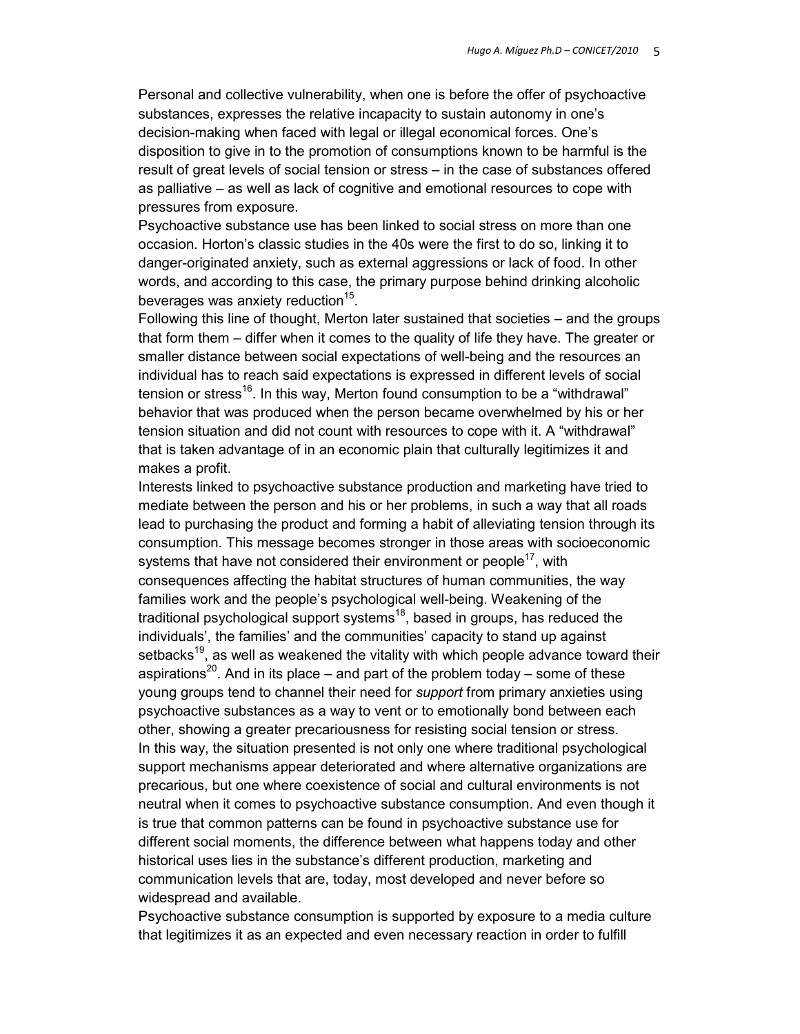Personal and collective vulnerability, when one is before the offer of psychoactive substances, expresses the relative incapacity to sustain autonomy in one's decision-making when faced with legal or illegal economical forces. One's disposition to give in to the promotion of consumptions known to be harmful is the result of great levels of social tension or stress – in the case of substances offered as palliative – as well as lack of cognitive and emotional resources to cope with pressures from exposure.

Psychoactive substance use has been linked to social stress on more than one occasion. Horton's classic studies in the 40s were the first to do so, linking it to danger-originated anxiety, such as external aggressions or lack of food. In other words, and according to this case, the primary purpose behind drinking alcoholic beverages was anxiety reduction[15].

Following this line of thought, Merton later sustained that societies – and the groups that form them – differ when it comes to the quality of life they have. The greater or smaller distance between social expectations of well-being and the resources an individual has to reach said expectations is expressed in different levels of social tension or stress[16]. In this way, Merton found consumption to be a "withdrawal" behavior that was produced when the person became overwhelmed by his or her tension situation and did not count with resources to cope with it. A "withdrawal" that is taken advantage of in an economic plain that culturally legitimizes it and makes a profit.

Interests linked to psychoactive substance production and marketing have tried to mediate between the person and his or her problems, in such a way that all roads lead to purchasing the product and forming a habit of alleviating tension through its consumption. This message becomes stronger in those areas with socioeconomic systems that have not considered their environment or people[17], with consequences affecting the habitat structures of human communities, the way families work and the people's psychological well-being. Weakening of the traditional psychological support systems[18], based in groups, has reduced the individuals', the families' and the communities' capacity to stand up against setbacks[19], as well as weakened the vitality with which people advance toward their aspirations[20]. And in its place – and part of the problem today – some of these young groups tend to channel their need for *support* from primary anxieties using psychoactive substances as a way to vent or to emotionally bond between each other, showing a greater precariousness for resisting social tension or stress.

In this way, the situation presented is not only one where traditional psychological support mechanisms appear deteriorated and where alternative organizations are precarious, but one where coexistence of social and cultural environments is not neutral when it comes to psychoactive substance consumption. And even though it is true that common patterns can be found in psychoactive substance use for different social moments, the difference between what happens today and other historical uses lies in the substance's different production, marketing and communication levels that are, today, most developed and never before so widespread and available.

Psychoactive substance consumption is supported by exposure to a media culture that legitimizes it as an expected and even necessary reaction in order to fulfill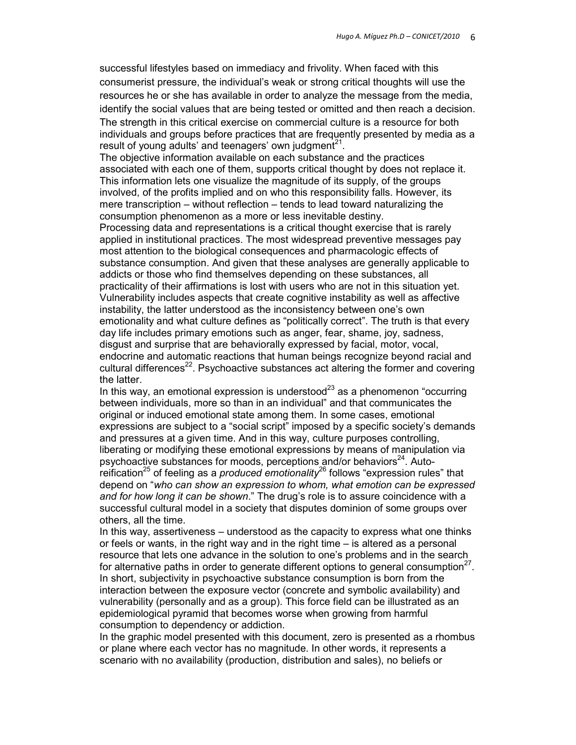successful lifestyles based on immediacy and frivolity. When faced with this consumerist pressure, the individual's weak or strong critical thoughts will use the resources he or she has available in order to analyze the message from the media, identify the social values that are being tested or omitted and then reach a decision. The strength in this critical exercise on commercial culture is a resource for both individuals and groups before practices that are frequently presented by media as a result of young adults' and teenagers' own judgment[21].

The objective information available on each substance and the practices associated with each one of them, supports critical thought by does not replace it. This information lets one visualize the magnitude of its supply, of the groups involved, of the profits implied and on who this responsibility falls. However, its mere transcription – without reflection – tends to lead toward naturalizing the consumption phenomenon as a more or less inevitable destiny.

Processing data and representations is a critical thought exercise that is rarely applied in institutional practices. The most widespread preventive messages pay most attention to the biological consequences and pharmacologic effects of substance consumption. And given that these analyses are generally applicable to addicts or those who find themselves depending on these substances, all practicality of their affirmations is lost with users who are not in this situation yet.

Vulnerability includes aspects that create cognitive instability as well as affective instability, the latter understood as the inconsistency between one's own emotionality and what culture defines as "politically correct". The truth is that every day life includes primary emotions such as anger, fear, shame, joy, sadness, disgust and surprise that are behaviorally expressed by facial, motor, vocal, endocrine and automatic reactions that human beings recognize beyond racial and cultural differences[22]. Psychoactive substances act altering the former and covering the latter.

In this way, an emotional expression is understood[23] as a phenomenon "occurring between individuals, more so than in an individual" and that communicates the original or induced emotional state among them. In some cases, emotional expressions are subject to a "social script" imposed by a specific society's demands and pressures at a given time. And in this way, culture purposes controlling, liberating or modifying these emotional expressions by means of manipulation via psychoactive substances for moods, perceptions and/or behaviors[24]. Auto-reification[25] of feeling as a *produced emotionality*[26] follows "expression rules" that depend on "*who can show an expression to whom, what emotion can be expressed and for how long it can be shown*." The drug's role is to assure coincidence with a successful cultural model in a society that disputes dominion of some groups over others, all the time.

In this way, assertiveness – understood as the capacity to express what one thinks or feels or wants, in the right way and in the right time – is altered as a personal resource that lets one advance in the solution to one's problems and in the search for alternative paths in order to generate different options to general consumption[27].

In short, subjectivity in psychoactive substance consumption is born from the interaction between the exposure vector (concrete and symbolic availability) and vulnerability (personally and as a group). This force field can be illustrated as an epidemiological pyramid that becomes worse when growing from harmful consumption to dependency or addiction.

In the graphic model presented with this document, zero is presented as a rhombus or plane where each vector has no magnitude. In other words, it represents a scenario with no availability (production, distribution and sales), no beliefs or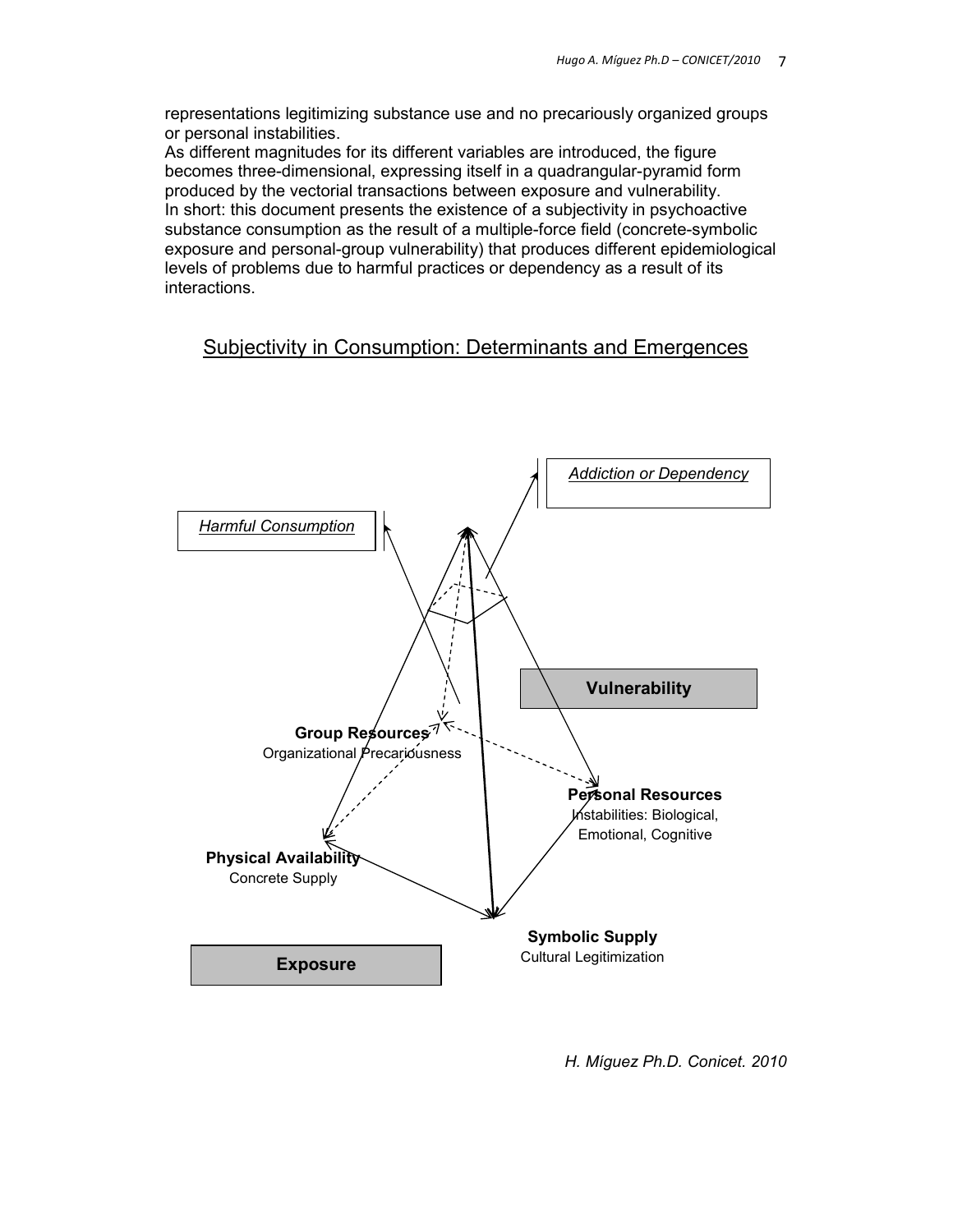representations legitimizing substance use and no precariously organized groups or personal instabilities.

As different magnitudes for its different variables are introduced, the figure becomes three-dimensional, expressing itself in a quadrangular-pyramid form produced by the vectorial transactions between exposure and vulnerability.

In short: this document presents the existence of a subjectivity in psychoactive substance consumption as the result of a multiple-force field (concrete-symbolic exposure and personal-group vulnerability) that produces different epidemiological levels of problems due to harmful practices or dependency as a result of its interactions.

## Subjectivity in Consumption: Determinants and Emergences

*Harmful Consumption*

*Addiction or Dependency*

**Vulnerability**

**Group Resources**
Organizational Precariousness

**Personal Resources**
Instabilities: Biological, Emotional, Cognitive

**Physical Availability**
Concrete Supply

**Symbolic Supply**
Cultural Legitimization

**Exposure**

*H. Míguez Ph.D. Conicet. 2010*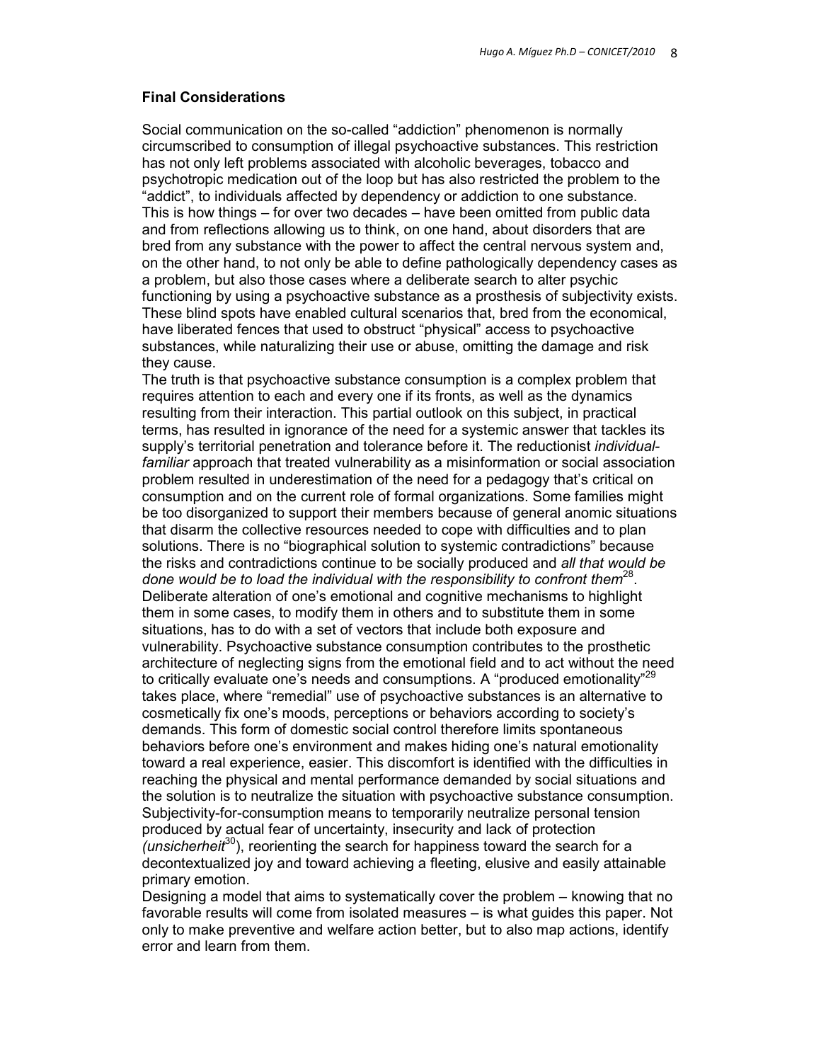### Final Considerations

Social communication on the so-called "addiction" phenomenon is normally circumscribed to consumption of illegal psychoactive substances. This restriction has not only left problems associated with alcoholic beverages, tobacco and psychotropic medication out of the loop but has also restricted the problem to the "addict", to individuals affected by dependency or addiction to one substance. This is how things – for over two decades – have been omitted from public data and from reflections allowing us to think, on one hand, about disorders that are bred from any substance with the power to affect the central nervous system and, on the other hand, to not only be able to define pathologically dependency cases as a problem, but also those cases where a deliberate search to alter psychic functioning by using a psychoactive substance as a prosthesis of subjectivity exists. These blind spots have enabled cultural scenarios that, bred from the economical, have liberated fences that used to obstruct "physical" access to psychoactive substances, while naturalizing their use or abuse, omitting the damage and risk they cause.

The truth is that psychoactive substance consumption is a complex problem that requires attention to each and every one if its fronts, as well as the dynamics resulting from their interaction. This partial outlook on this subject, in practical terms, has resulted in ignorance of the need for a systemic answer that tackles its supply's territorial penetration and tolerance before it. The reductionist *individual-familiar* approach that treated vulnerability as a misinformation or social association problem resulted in underestimation of the need for a pedagogy that's critical on consumption and on the current role of formal organizations. Some families might be too disorganized to support their members because of general anomic situations that disarm the collective resources needed to cope with difficulties and to plan solutions. There is no "biographical solution to systemic contradictions" because the risks and contradictions continue to be socially produced and *all that would be done would be to load the individual with the responsibility to confront them*[28]. Deliberate alteration of one's emotional and cognitive mechanisms to highlight them in some cases, to modify them in others and to substitute them in some situations, has to do with a set of vectors that include both exposure and vulnerability. Psychoactive substance consumption contributes to the prosthetic architecture of neglecting signs from the emotional field and to act without the need to critically evaluate one's needs and consumptions. A "produced emotionality"[29] takes place, where "remedial" use of psychoactive substances is an alternative to cosmetically fix one's moods, perceptions or behaviors according to society's demands. This form of domestic social control therefore limits spontaneous behaviors before one's environment and makes hiding one's natural emotionality toward a real experience, easier. This discomfort is identified with the difficulties in reaching the physical and mental performance demanded by social situations and the solution is to neutralize the situation with psychoactive substance consumption. Subjectivity-for-consumption means to temporarily neutralize personal tension produced by actual fear of uncertainty, insecurity and lack of protection *(unsicherheit*[30]), reorienting the search for happiness toward the search for a decontextualized joy and toward achieving a fleeting, elusive and easily attainable primary emotion.

Designing a model that aims to systematically cover the problem – knowing that no favorable results will come from isolated measures – is what guides this paper. Not only to make preventive and welfare action better, but to also map actions, identify error and learn from them.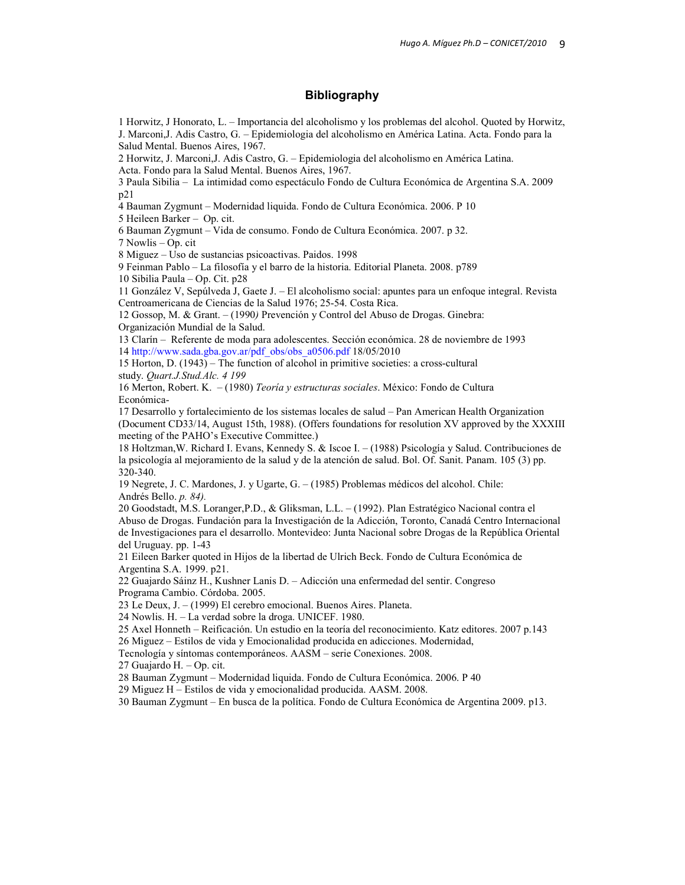## Bibliography

1 Horwitz, J Honorato, L. – Importancia del alcoholismo y los problemas del alcohol. Quoted by Horwitz, J. Marconi,J. Adis Castro, G. – Epidemiologia del alcoholismo en América Latina. Acta. Fondo para la Salud Mental. Buenos Aires, 1967.
2 Horwitz, J. Marconi,J. Adis Castro, G. – Epidemiologia del alcoholismo en América Latina. Acta. Fondo para la Salud Mental. Buenos Aires, 1967.
3 Paula Sibilia – La intimidad como espectáculo Fondo de Cultura Económica de Argentina S.A. 2009 p21
4 Bauman Zygmunt – Modernidad liquida. Fondo de Cultura Económica. 2006. P 10
5 Heileen Barker – Op. cit.
6 Bauman Zygmunt – Vida de consumo. Fondo de Cultura Económica. 2007. p 32.
7 Nowlis – Op. cit
8 Miguez – Uso de sustancias psicoactivas. Paidos. 1998
9 Feinman Pablo – La filosofía y el barro de la historia. Editorial Planeta. 2008. p789
10 Sibilia Paula – Op. Cit. p28
11 González V, Sepúlveda J, Gaete J. – El alcoholismo social: apuntes para un enfoque integral. Revista Centroamericana de Ciencias de la Salud 1976; 25-54. Costa Rica.
12 Gossop, M. & Grant. – (1990*)* Prevención y Control del Abuso de Drogas. Ginebra: Organización Mundial de la Salud.
13 Clarín – Referente de moda para adolescentes. Sección económica. 28 de noviembre de 1993
14 http://www.sada.gba.gov.ar/pdf_obs/obs_a0506.pdf 18/05/2010
15 Horton, D. (1943) – The function of alcohol in primitive societies: a cross-cultural study. *Quart.J.Stud.Alc. 4 199*
16 Merton, Robert. K. – (1980) *Teoría y estructuras sociales*. México: Fondo de Cultura Económica-
17 Desarrollo y fortalecimiento de los sistemas locales de salud – Pan American Health Organization (Document CD33/14, August 15th, 1988). (Offers foundations for resolution XV approved by the XXXIII meeting of the PAHO's Executive Committee.)
18 Holtzman,W. Richard I. Evans, Kennedy S. & Iscoe I. – (1988) Psicología y Salud. Contribuciones de la psicología al mejoramiento de la salud y de la atención de salud. Bol. Of. Sanit. Panam. 105 (3) pp. 320-340.
19 Negrete, J. C. Mardones, J. y Ugarte, G. – (1985) Problemas médicos del alcohol. Chile: Andrés Bello. *p. 84).*
20 Goodstadt, M.S. Loranger,P.D., & Gliksman, L.L. – (1992). Plan Estratégico Nacional contra el Abuso de Drogas. Fundación para la Investigación de la Adicción, Toronto, Canadá Centro Internacional de Investigaciones para el desarrollo. Montevideo: Junta Nacional sobre Drogas de la República Oriental del Uruguay. pp. 1-43
21 Eileen Barker quoted in Hijos de la libertad de Ulrich Beck. Fondo de Cultura Económica de Argentina S.A. 1999. p21.
22 Guajardo Sáinz H., Kushner Lanis D. – Adicción una enfermedad del sentir. Congreso Programa Cambio. Córdoba. 2005.
23 Le Deux, J. – (1999) El cerebro emocional. Buenos Aires. Planeta.
24 Nowlis. H. – La verdad sobre la droga. UNICEF. 1980.
25 Axel Honneth – Reificación. Un estudio en la teoría del reconocimiento. Katz editores. 2007 p.143
26 Miguez – Estilos de vida y Emocionalidad producida en adicciones. Modernidad, Tecnología y síntomas contemporáneos. AASM – serie Conexiones. 2008.
27 Guajardo H. – Op. cit.
28 Bauman Zygmunt – Modernidad liquida. Fondo de Cultura Económica. 2006. P 40
29 Miguez H – Estilos de vida y emocionalidad producida. AASM. 2008.
30 Bauman Zygmunt – En busca de la política. Fondo de Cultura Económica de Argentina 2009. p13.